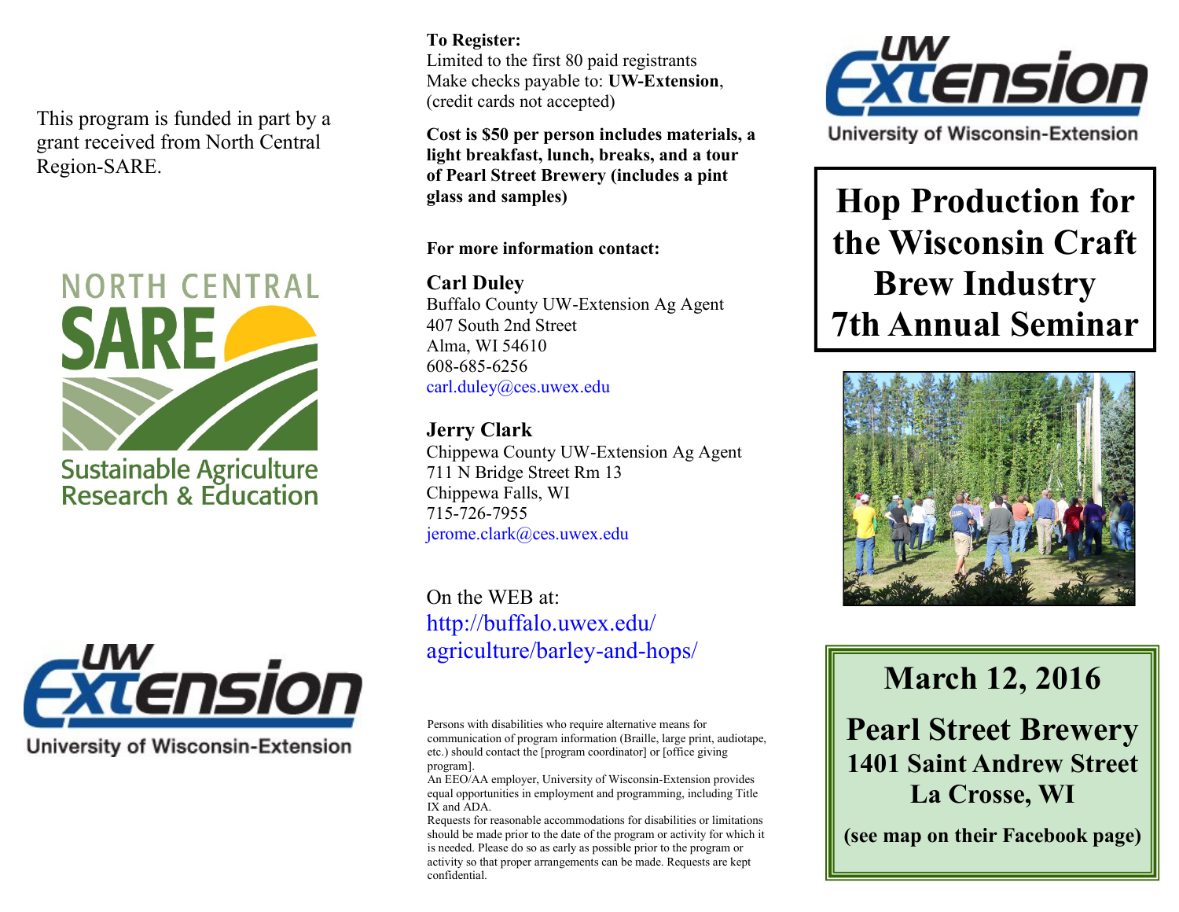This program is funded in part by a grant received from North Central Region-SARE.

NORTH CENTRAL SARE

Sustainable Agriculture Research & Education

UW Extension

University of Wisconsin-Extension

**To Register:**
Limited to the first 80 paid registrants
Make checks payable to: **UW-Extension**, (credit cards not accepted)

**Cost is $50 per person includes materials, a light breakfast, lunch, breaks, and a tour of Pearl Street Brewery (includes a pint glass and samples)**

**For more information contact:**

**Carl Duley**
Buffalo County UW-Extension Ag Agent
407 South 2nd Street
Alma, WI 54610
608-685-6256
carl.duley@ces.uwex.edu

**Jerry Clark**
Chippewa County UW-Extension Ag Agent
711 N Bridge Street Rm 13
Chippewa Falls, WI
715-726-7955
jerome.clark@ces.uwex.edu

On the WEB at:
http://buffalo.uwex.edu/agriculture/barley-and-hops/

Persons with disabilities who require alternative means for communication of program information (Braille, large print, audiotape, etc.) should contact the [program coordinator] or [office giving program].
An EEO/AA employer, University of Wisconsin-Extension provides equal opportunities in employment and programming, including Title IX and ADA.
Requests for reasonable accommodations for disabilities or limitations should be made prior to the date of the program or activity for which it is needed. Please do so as early as possible prior to the program or activity so that proper arrangements can be made. Requests are kept confidential.

UW Extension

University of Wisconsin-Extension

# Hop Production for the Wisconsin Craft Brew Industry 7th Annual Seminar

## March 12, 2016

## Pearl Street Brewery

### 1401 Saint Andrew Street La Crosse, WI

**(see map on their Facebook page)**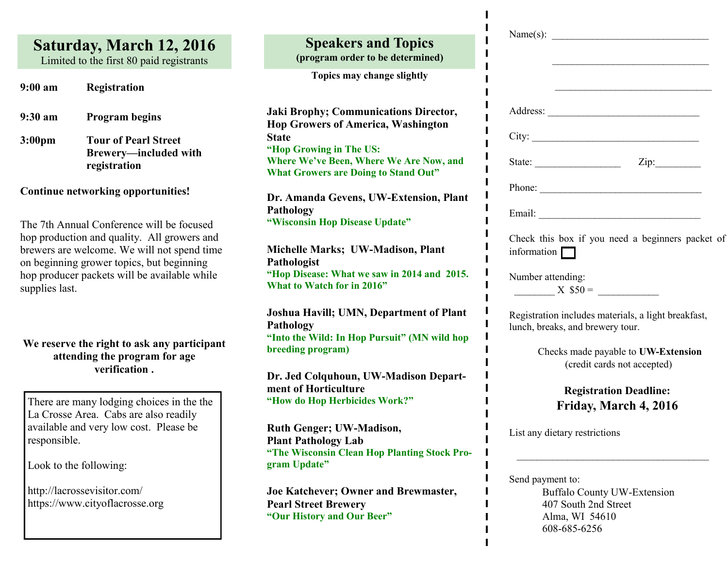## Saturday, March 12, 2016

Limited to the first 80 paid registrants

**9:00 am** **Registration**

**9:30 am** **Program begins**

**3:00pm** **Tour of Pearl Street Brewery—included with registration**

**Continue networking opportunities!**

The 7th Annual Conference will be focused hop production and quality. All growers and brewers are welcome. We will not spend time on beginning grower topics, but beginning hop producer packets will be available while supplies last.

**We reserve the right to ask any participant attending the program for age verification .**

There are many lodging choices in the the La Crosse Area. Cabs are also readily available and very low cost. Please be responsible.

Look to the following:

http://lacrossevisitor.com/
https://www.cityoflacrosse.org

## Speakers and Topics

**(program order to be determined)**

**Topics may change slightly**

**Jaki Brophy; Communications Director, Hop Growers of America, Washington State**
**"Hop Growing in The US: Where We've Been, Where We Are Now, and What Growers are Doing to Stand Out"**

**Dr. Amanda Gevens, UW-Extension, Plant Pathology**
**"Wisconsin Hop Disease Update"**

**Michelle Marks; UW-Madison, Plant Pathologist**
**"Hop Disease: What we saw in 2014 and 2015. What to Watch for in 2016"**

**Joshua Havill; UMN, Department of Plant Pathology**
**"Into the Wild: In Hop Pursuit" (MN wild hop breeding program)**

**Dr. Jed Colquhoun, UW-Madison Department of Horticulture**
**"How do Hop Herbicides Work?"**

**Ruth Genger; UW-Madison, Plant Pathology Lab**
**"The Wisconsin Clean Hop Planting Stock Program Update"**

**Joe Katchever; Owner and Brewmaster, Pearl Street Brewery**
**"Our History and Our Beer"**

Name(s): ______________________________

______________________________

______________________________

Address: ______________________________

City: ______________________________

State: ________________ Zip:_________

Phone: ______________________________

Email: ______________________________

Check this box if you need a beginners packet of information ☐

Number attending:
________ X $50 = ___________

Registration includes materials, a light breakfast, lunch, breaks, and brewery tour.

Checks made payable to **UW-Extension**
(credit cards not accepted)

**Registration Deadline:**
**Friday, March 4, 2016**

List any dietary restrictions

______________________________________

Send payment to:
Buffalo County UW-Extension
407 South 2nd Street
Alma, WI 54610
608-685-6256